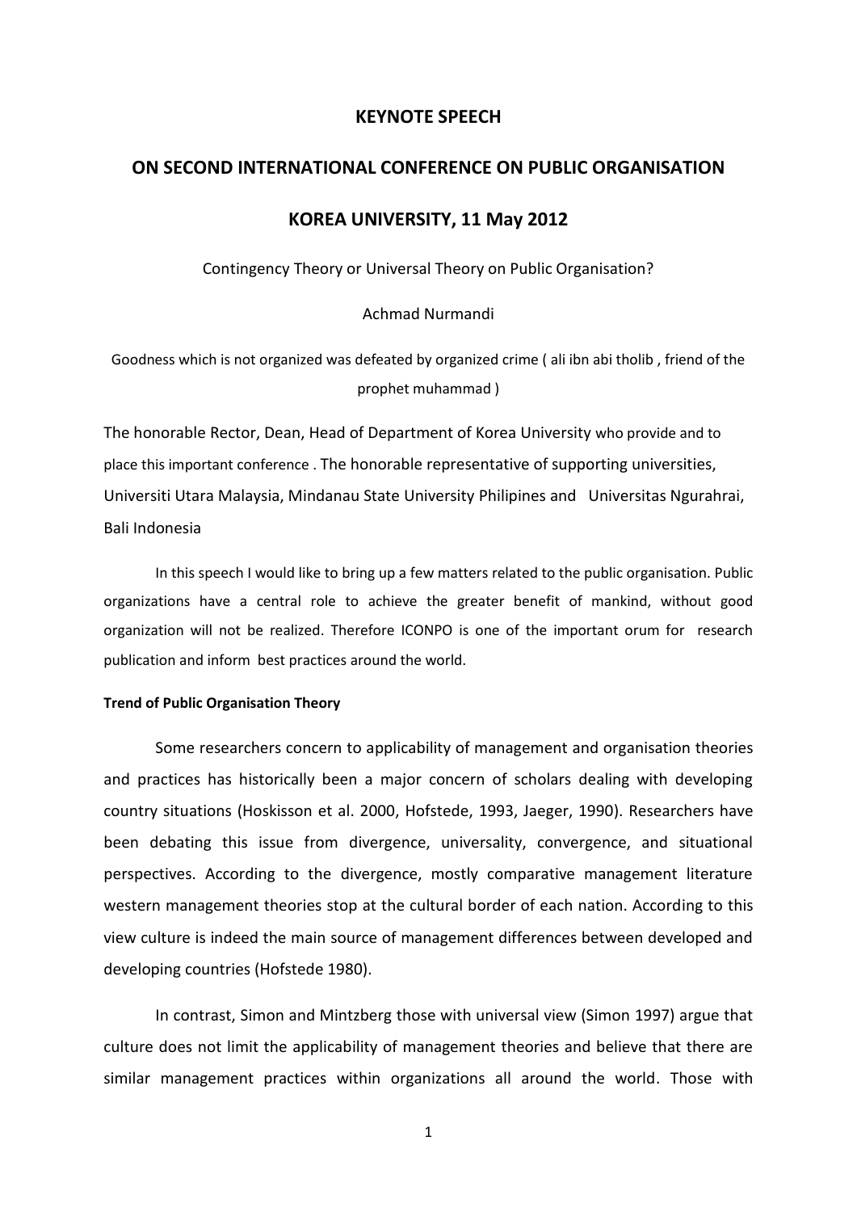# KEYNOTE SPEECH

## ON SECOND INTERNATIONAL CONFERENCE ON PUBLIC ORGANISATION

## KOREA UNIVERSITY, 11 May 2012

Contingency Theory or Universal Theory on Public Organisation?

Achmad Nurmandi

Goodness which is not organized was defeated by organized crime ( ali ibn abi tholib , friend of the prophet muhammad )

The honorable Rector, Dean, Head of Department of Korea University who provide and to place this important conference . The honorable representative of supporting universities, Universiti Utara Malaysia, Mindanau State University Philipines and Universitas Ngurahrai, Bali Indonesia

In this speech I would like to bring up a few matters related to the public organisation. Public organizations have a central role to achieve the greater benefit of mankind, without good organization will not be realized. Therefore ICONPO is one of the important orum for research publication and inform best practices around the world.

**Trend of Public Organisation Theory**

Some researchers concern to applicability of management and organisation theories and practices has historically been a major concern of scholars dealing with developing country situations (Hoskisson et al. 2000, Hofstede, 1993, Jaeger, 1990). Researchers have been debating this issue from divergence, universality, convergence, and situational perspectives. According to the divergence, mostly comparative management literature western management theories stop at the cultural border of each nation. According to this view culture is indeed the main source of management differences between developed and developing countries (Hofstede 1980).

In contrast, Simon and Mintzberg those with universal view (Simon 1997) argue that culture does not limit the applicability of management theories and believe that there are similar management practices within organizations all around the world. Those with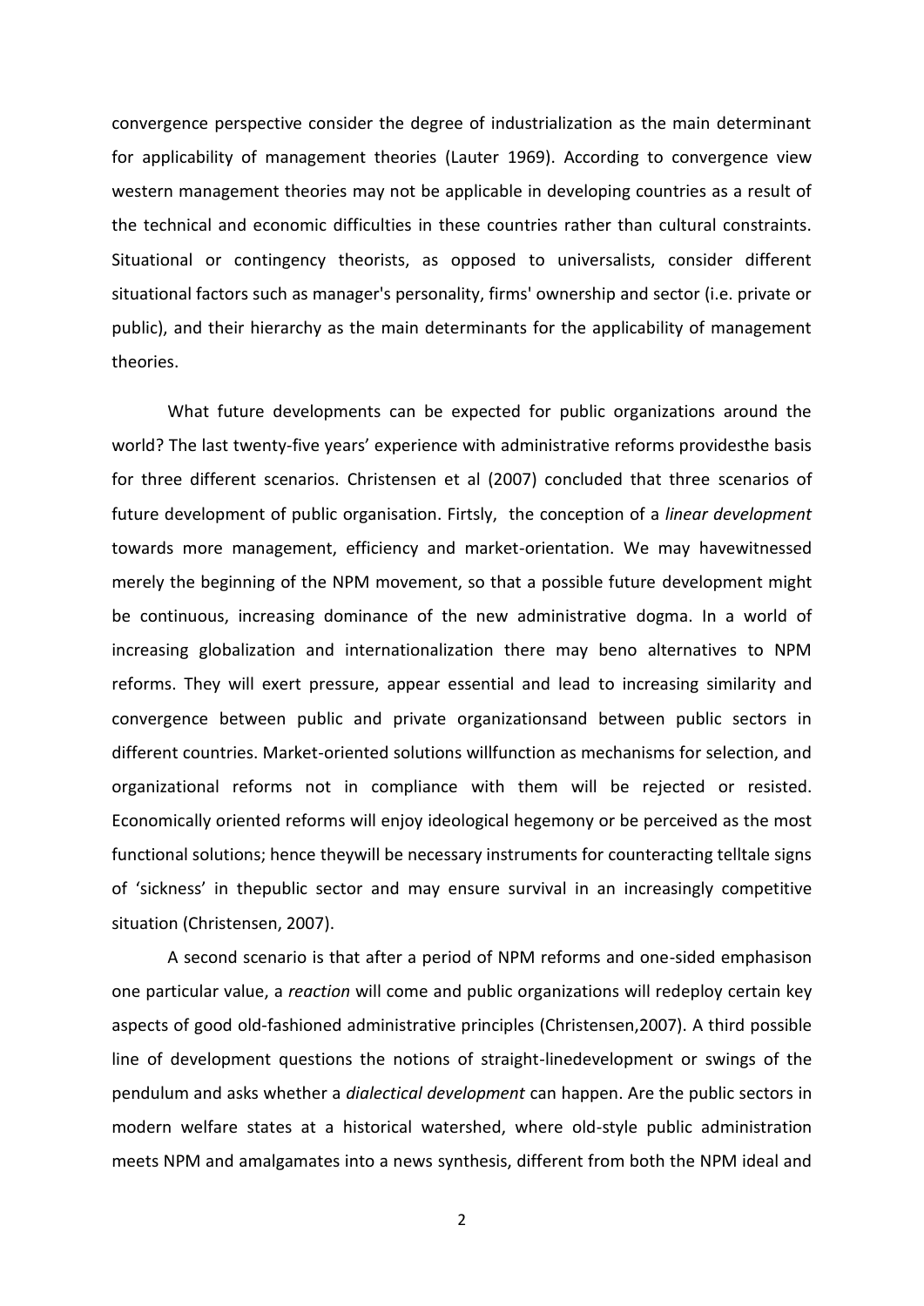convergence perspective consider the degree of industrialization as the main determinant for applicability of management theories (Lauter 1969). According to convergence view western management theories may not be applicable in developing countries as a result of the technical and economic difficulties in these countries rather than cultural constraints. Situational or contingency theorists, as opposed to universalists, consider different situational factors such as manager's personality, firms' ownership and sector (i.e. private or public), and their hierarchy as the main determinants for the applicability of management theories.

What future developments can be expected for public organizations around the world? The last twenty-five years' experience with administrative reforms providesthe basis for three different scenarios. Christensen et al (2007) concluded that three scenarios of future development of public organisation. Firtsly, the conception of a *linear development* towards more management, efficiency and market-orientation. We may havewitnessed merely the beginning of the NPM movement, so that a possible future development might be continuous, increasing dominance of the new administrative dogma. In a world of increasing globalization and internationalization there may beno alternatives to NPM reforms. They will exert pressure, appear essential and lead to increasing similarity and convergence between public and private organizationsand between public sectors in different countries. Market-oriented solutions willfunction as mechanisms for selection, and organizational reforms not in compliance with them will be rejected or resisted. Economically oriented reforms will enjoy ideological hegemony or be perceived as the most functional solutions; hence theywill be necessary instruments for counteracting telltale signs of 'sickness' in thepublic sector and may ensure survival in an increasingly competitive situation (Christensen, 2007).

A second scenario is that after a period of NPM reforms and one-sided emphasison one particular value, a *reaction* will come and public organizations will redeploy certain key aspects of good old-fashioned administrative principles (Christensen,2007). A third possible line of development questions the notions of straight-linedevelopment or swings of the pendulum and asks whether a *dialectical development* can happen. Are the public sectors in modern welfare states at a historical watershed, where old-style public administration meets NPM and amalgamates into a news synthesis, different from both the NPM ideal and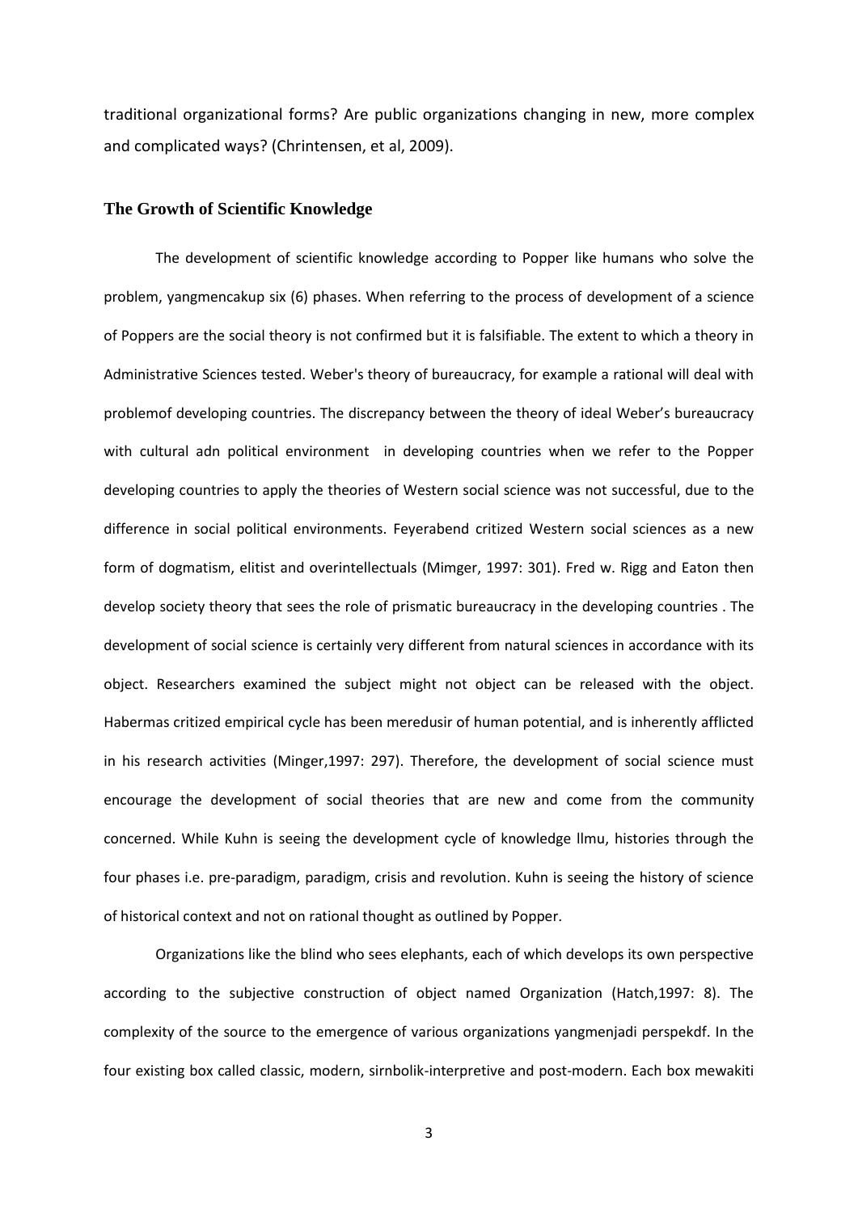traditional organizational forms? Are public organizations changing in new, more complex and complicated ways? (Chrintensen, et al, 2009).

## The Growth of Scientific Knowledge

The development of scientific knowledge according to Popper like humans who solve the problem, yangmencakup six (6) phases. When referring to the process of development of a science of Poppers are the social theory is not confirmed but it is falsifiable. The extent to which a theory in Administrative Sciences tested. Weber's theory of bureaucracy, for example a rational will deal with problemof developing countries. The discrepancy between the theory of ideal Weber's bureaucracy with cultural adn political environment in developing countries when we refer to the Popper developing countries to apply the theories of Western social science was not successful, due to the difference in social political environments. Feyerabend critized Western social sciences as a new form of dogmatism, elitist and overintellectuals (Mimger, 1997: 301). Fred w. Rigg and Eaton then develop society theory that sees the role of prismatic bureaucracy in the developing countries . The development of social science is certainly very different from natural sciences in accordance with its object. Researchers examined the subject might not object can be released with the object. Habermas critized empirical cycle has been meredusir of human potential, and is inherently afflicted in his research activities (Minger,1997: 297). Therefore, the development of social science must encourage the development of social theories that are new and come from the community concerned. While Kuhn is seeing the development cycle of knowledge llmu, histories through the four phases i.e. pre-paradigm, paradigm, crisis and revolution. Kuhn is seeing the history of science of historical context and not on rational thought as outlined by Popper.

Organizations like the blind who sees elephants, each of which develops its own perspective according to the subjective construction of object named Organization (Hatch,1997: 8). The complexity of the source to the emergence of various organizations yangmenjadi perspekdf. In the four existing box called classic, modern, sirnbolik-interpretive and post-modern. Each box mewakiti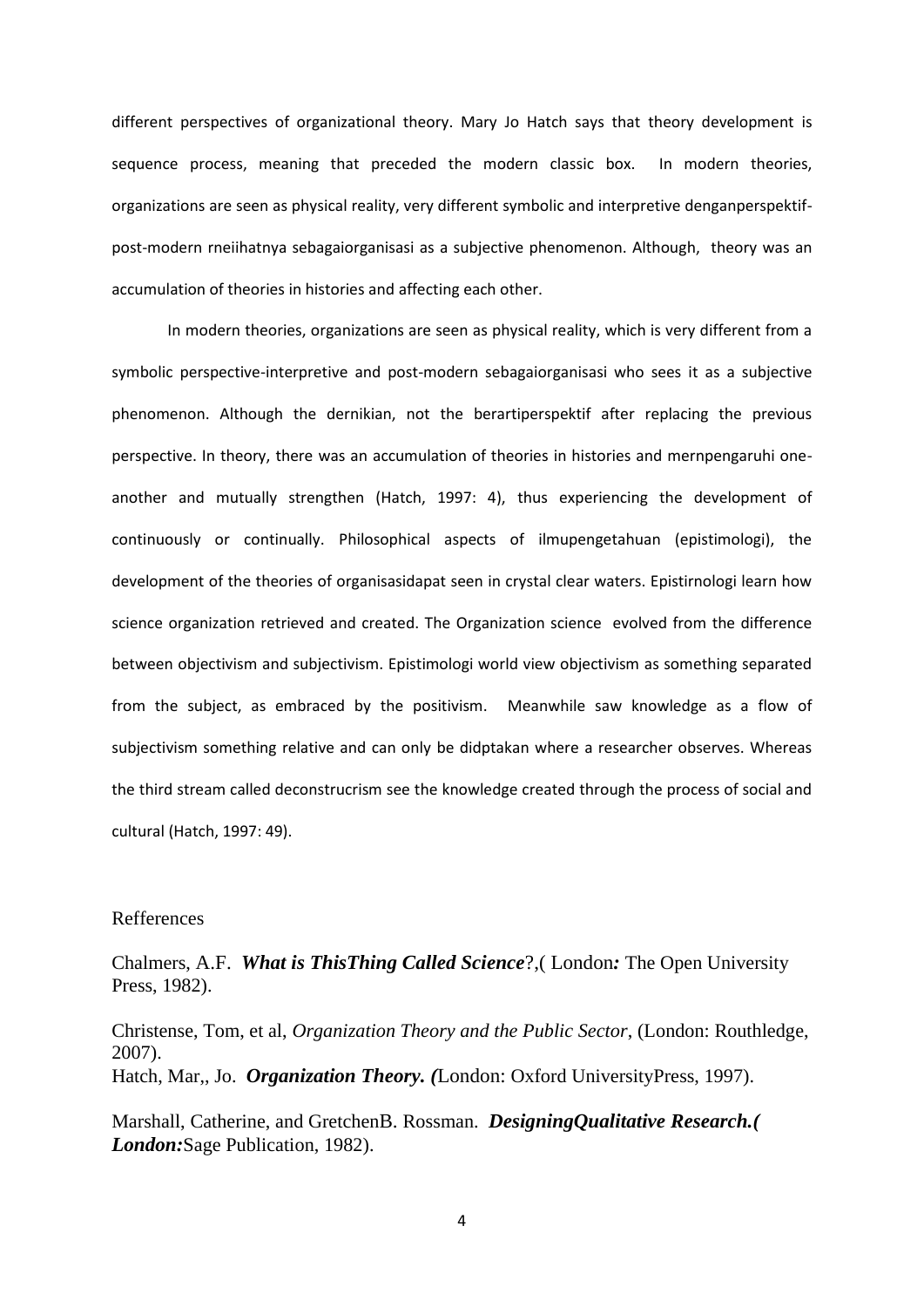different perspectives of organizational theory. Mary Jo Hatch says that theory development is sequence process, meaning that preceded the modern classic box. In modern theories, organizations are seen as physical reality, very different symbolic and interpretive denganperspektif-post-modern rneiihatnya sebagaiorganisasi as a subjective phenomenon. Although, theory was an accumulation of theories in histories and affecting each other.

In modern theories, organizations are seen as physical reality, which is very different from a symbolic perspective-interpretive and post-modern sebagaiorganisasi who sees it as a subjective phenomenon. Although the dernikian, not the berartiperspektif after replacing the previous perspective. In theory, there was an accumulation of theories in histories and mernpengaruhi one-another and mutually strengthen (Hatch, 1997: 4), thus experiencing the development of continuously or continually. Philosophical aspects of ilmupengetahuan (epistimologi), the development of the theories of organisasidapat seen in crystal clear waters. Epistirnologi learn how science organization retrieved and created. The Organization science evolved from the difference between objectivism and subjectivism. Epistimologi world view objectivism as something separated from the subject, as embraced by the positivism. Meanwhile saw knowledge as a flow of subjectivism something relative and can only be didptakan where a researcher observes. Whereas the third stream called deconstrucrism see the knowledge created through the process of social and cultural (Hatch, 1997: 49).

## Refferences

Chalmers, A.F. ***What is ThisThing Called Science***?,( London***:*** The Open University Press, 1982).

Christense, Tom, et al, *Organization Theory and the Public Sector*, (London: Routhledge, 2007).
Hatch, Mar,, Jo. ***Organization Theory. (***London: Oxford UniversityPress, 1997).

Marshall, Catherine, and GretchenB. Rossman. ***DesigningQualitative Research.( London:***Sage Publication, 1982).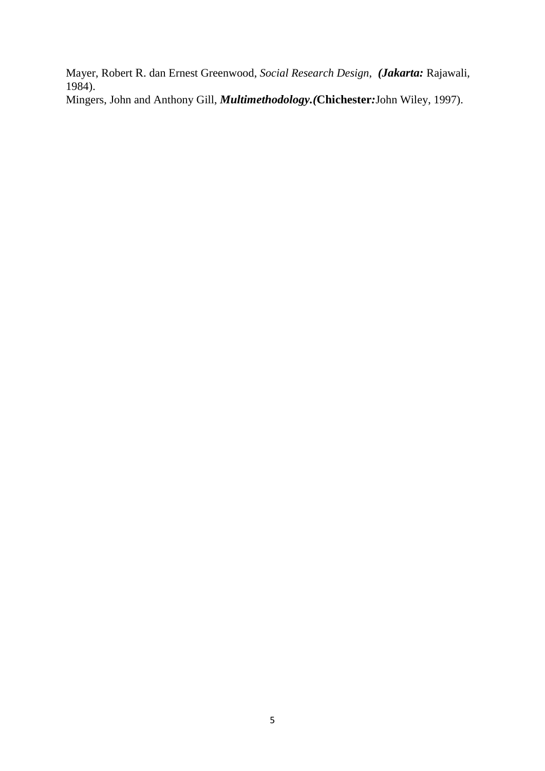Mayer, Robert R. dan Ernest Greenwood, *Social Research Design*, ***(Jakarta:*** Rajawali, 1984).

Mingers, John and Anthony Gill, ***Multimethodology.(*****Chichester*****:***John Wiley, 1997).